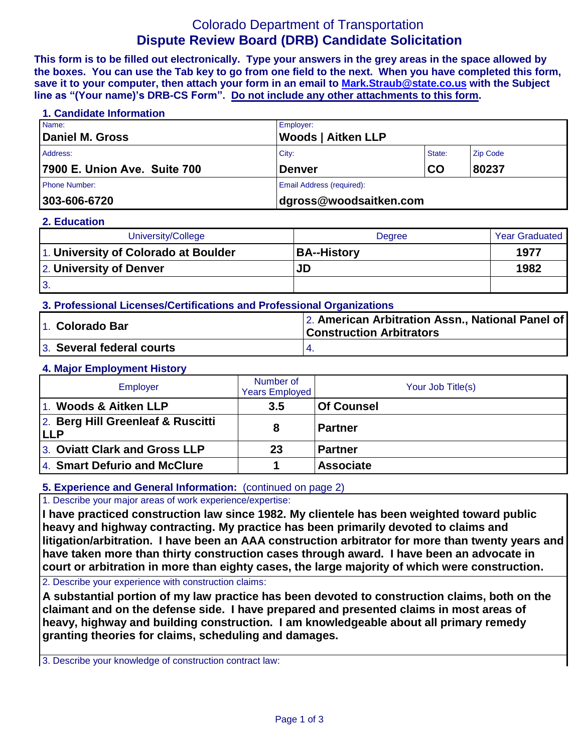# Colorado Department of Transportation
## Dispute Review Board (DRB) Candidate Solicitation

**This form is to be filled out electronically. Type your answers in the grey areas in the space allowed by the boxes. You can use the Tab key to go from one field to the next. When you have completed this form, save it to your computer, then attach your form in an email to Mark.Straub@state.co.us with the Subject line as "(Your name)'s DRB-CS Form". Do not include any other attachments to this form.**

### 1. Candidate Information

| Name: | Employer: | | |
|---|---|---|---|
| **Daniel M. Gross** | **Woods \| Aitken LLP** | | |
| Address: | City: | State: | Zip Code |
| **7900 E. Union Ave. Suite 700** | **Denver** | **CO** | **80237** |
| Phone Number: | Email Address (required): | | |
| **303-606-6720** | **dgross@woodsaitken.com** | | |

### 2. Education

| University/College | Degree | Year Graduated |
|---|---|---|
| 1. **University of Colorado at Boulder** | **BA--History** | **1977** |
| 2. **University of Denver** | **JD** | **1982** |
| 3. | | |

### 3. Professional Licenses/Certifications and Professional Organizations

| | |
|---|---|
| 1. **Colorado Bar** | 2. **American Arbitration Assn., National Panel of Construction Arbitrators** |
| 3. **Several federal courts** | 4. |

### 4. Major Employment History

| Employer | Number of Years Employed | Your Job Title(s) |
|---|---|---|
| 1. **Woods & Aitken LLP** | **3.5** | **Of Counsel** |
| 2. **Berg Hill Greenleaf & Ruscitti LLP** | **8** | **Partner** |
| 3. **Oviatt Clark and Gross LLP** | **23** | **Partner** |
| 4. **Smart Defurio and McClure** | **1** | **Associate** |

### 5. Experience and General Information: (continued on page 2)

1. Describe your major areas of work experience/expertise:

**I have practiced construction law since 1982. My clientele has been weighted toward public heavy and highway contracting. My practice has been primarily devoted to claims and litigation/arbitration. I have been an AAA construction arbitrator for more than twenty years and have taken more than thirty construction cases through award. I have been an advocate in court or arbitration in more than eighty cases, the large majority of which were construction.**

2. Describe your experience with construction claims:

**A substantial portion of my law practice has been devoted to construction claims, both on the claimant and on the defense side. I have prepared and presented claims in most areas of heavy, highway and building construction. I am knowledgeable about all primary remedy granting theories for claims, scheduling and damages.**

3. Describe your knowledge of construction contract law: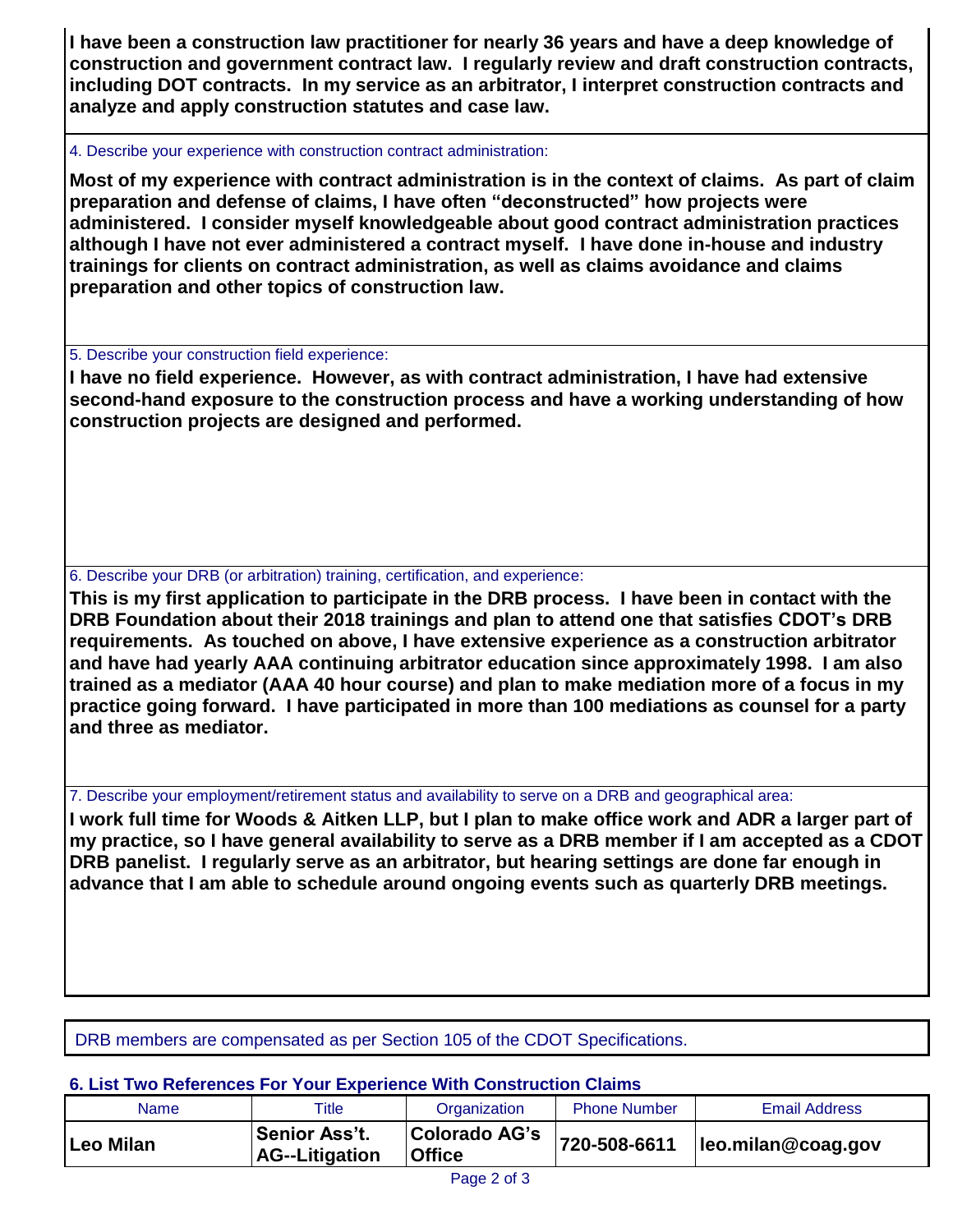**I have been a construction law practitioner for nearly 36 years and have a deep knowledge of construction and government contract law. I regularly review and draft construction contracts, including DOT contracts. In my service as an arbitrator, I interpret construction contracts and analyze and apply construction statutes and case law.**

4. Describe your experience with construction contract administration:

**Most of my experience with contract administration is in the context of claims. As part of claim preparation and defense of claims, I have often "deconstructed" how projects were administered. I consider myself knowledgeable about good contract administration practices although I have not ever administered a contract myself. I have done in-house and industry trainings for clients on contract administration, as well as claims avoidance and claims preparation and other topics of construction law.**

5. Describe your construction field experience:

**I have no field experience. However, as with contract administration, I have had extensive second-hand exposure to the construction process and have a working understanding of how construction projects are designed and performed.**

6. Describe your DRB (or arbitration) training, certification, and experience:

**This is my first application to participate in the DRB process. I have been in contact with the DRB Foundation about their 2018 trainings and plan to attend one that satisfies CDOT's DRB requirements. As touched on above, I have extensive experience as a construction arbitrator and have had yearly AAA continuing arbitrator education since approximately 1998. I am also trained as a mediator (AAA 40 hour course) and plan to make mediation more of a focus in my practice going forward. I have participated in more than 100 mediations as counsel for a party and three as mediator.**

7. Describe your employment/retirement status and availability to serve on a DRB and geographical area:

**I work full time for Woods & Aitken LLP, but I plan to make office work and ADR a larger part of my practice, so I have general availability to serve as a DRB member if I am accepted as a CDOT DRB panelist. I regularly serve as an arbitrator, but hearing settings are done far enough in advance that I am able to schedule around ongoing events such as quarterly DRB meetings.**

DRB members are compensated as per Section 105 of the CDOT Specifications.

## 6. List Two References For Your Experience With Construction Claims

| Name | Title | Organization | Phone Number | Email Address |
|---|---|---|---|---|
| **Leo Milan** | **Senior Ass't. AG--Litigation** | **Colorado AG's Office** | **720-508-6611** | **leo.milan@coag.gov** |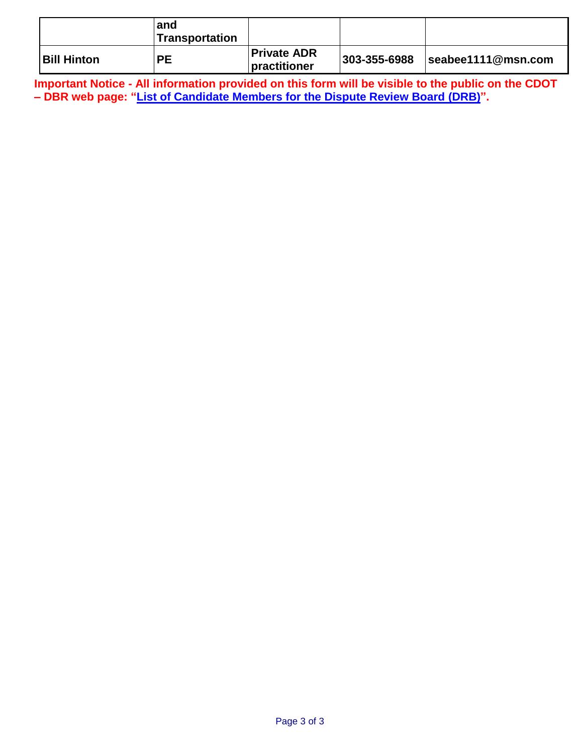| | | | | |
|---|---|---|---|---|
| | and Transportation | | | |
| **Bill Hinton** | **PE** | **Private ADR practitioner** | **303-355-6988** | **seabee1111@msn.com** |

**Important Notice - All information provided on this form will be visible to the public on the CDOT – DBR web page: "List of Candidate Members for the Dispute Review Board (DRB)".**